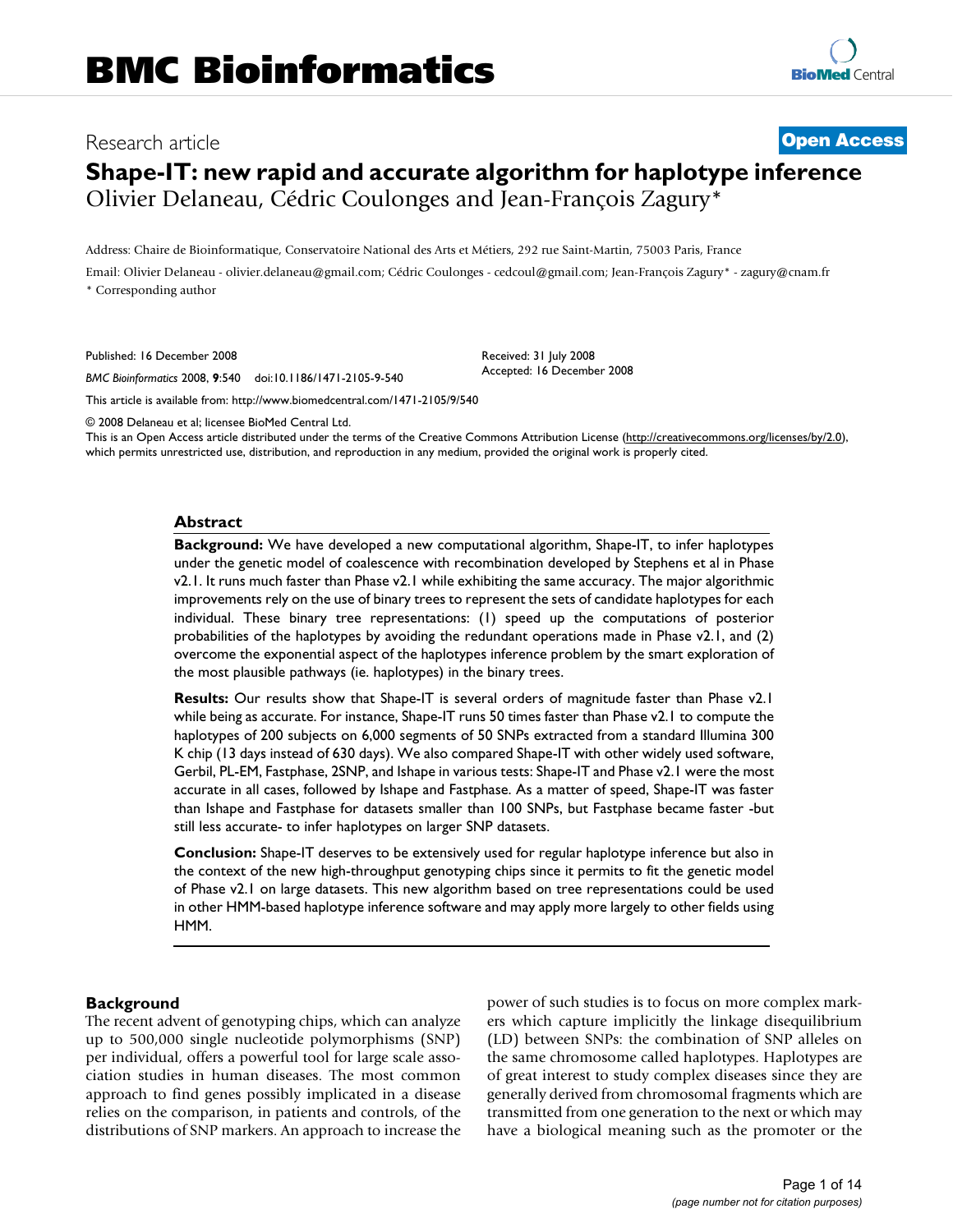Research article

**Open Access**

# Shape-IT: new rapid and accurate algorithm for haplotype inference

Olivier Delaneau, Cédric Coulonges and Jean-François Zagury*

Address: Chaire de Bioinformatique, Conservatoire National des Arts et Métiers, 292 rue Saint-Martin, 75003 Paris, France

Email: Olivier Delaneau - olivier.delaneau@gmail.com; Cédric Coulonges - cedcoul@gmail.com; Jean-François Zagury* - zagury@cnam.fr

\* Corresponding author

Published: 16 December 2008

*BMC Bioinformatics* 2008, **9**:540 doi:10.1186/1471-2105-9-540

Received: 31 July 2008
Accepted: 16 December 2008

This article is available from: http://www.biomedcentral.com/1471-2105/9/540

© 2008 Delaneau et al; licensee BioMed Central Ltd.
This is an Open Access article distributed under the terms of the Creative Commons Attribution License (http://creativecommons.org/licenses/by/2.0), which permits unrestricted use, distribution, and reproduction in any medium, provided the original work is properly cited.

## Abstract

**Background:** We have developed a new computational algorithm, Shape-IT, to infer haplotypes under the genetic model of coalescence with recombination developed by Stephens et al in Phase v2.1. It runs much faster than Phase v2.1 while exhibiting the same accuracy. The major algorithmic improvements rely on the use of binary trees to represent the sets of candidate haplotypes for each individual. These binary tree representations: (1) speed up the computations of posterior probabilities of the haplotypes by avoiding the redundant operations made in Phase v2.1, and (2) overcome the exponential aspect of the haplotypes inference problem by the smart exploration of the most plausible pathways (ie. haplotypes) in the binary trees.

**Results:** Our results show that Shape-IT is several orders of magnitude faster than Phase v2.1 while being as accurate. For instance, Shape-IT runs 50 times faster than Phase v2.1 to compute the haplotypes of 200 subjects on 6,000 segments of 50 SNPs extracted from a standard Illumina 300 K chip (13 days instead of 630 days). We also compared Shape-IT with other widely used software, Gerbil, PL-EM, Fastphase, 2SNP, and Ishape in various tests: Shape-IT and Phase v2.1 were the most accurate in all cases, followed by Ishape and Fastphase. As a matter of speed, Shape-IT was faster than Ishape and Fastphase for datasets smaller than 100 SNPs, but Fastphase became faster -but still less accurate- to infer haplotypes on larger SNP datasets.

**Conclusion:** Shape-IT deserves to be extensively used for regular haplotype inference but also in the context of the new high-throughput genotyping chips since it permits to fit the genetic model of Phase v2.1 on large datasets. This new algorithm based on tree representations could be used in other HMM-based haplotype inference software and may apply more largely to other fields using HMM.

## Background

The recent advent of genotyping chips, which can analyze up to 500,000 single nucleotide polymorphisms (SNP) per individual, offers a powerful tool for large scale association studies in human diseases. The most common approach to find genes possibly implicated in a disease relies on the comparison, in patients and controls, of the distributions of SNP markers. An approach to increase the power of such studies is to focus on more complex markers which capture implicitly the linkage disequilibrium (LD) between SNPs: the combination of SNP alleles on the same chromosome called haplotypes. Haplotypes are of great interest to study complex diseases since they are generally derived from chromosomal fragments which are transmitted from one generation to the next or which may have a biological meaning such as the promoter or the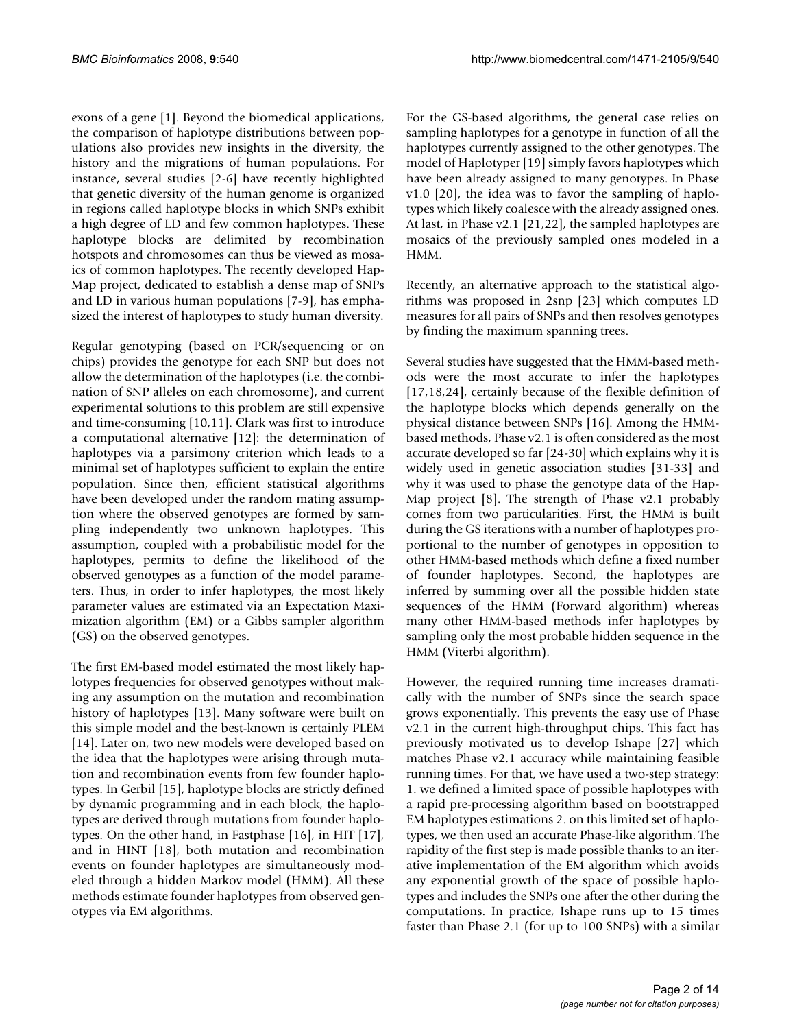exons of a gene [1]. Beyond the biomedical applications, the comparison of haplotype distributions between populations also provides new insights in the diversity, the history and the migrations of human populations. For instance, several studies [2-6] have recently highlighted that genetic diversity of the human genome is organized in regions called haplotype blocks in which SNPs exhibit a high degree of LD and few common haplotypes. These haplotype blocks are delimited by recombination hotspots and chromosomes can thus be viewed as mosaics of common haplotypes. The recently developed HapMap project, dedicated to establish a dense map of SNPs and LD in various human populations [7-9], has emphasized the interest of haplotypes to study human diversity.

Regular genotyping (based on PCR/sequencing or on chips) provides the genotype for each SNP but does not allow the determination of the haplotypes (i.e. the combination of SNP alleles on each chromosome), and current experimental solutions to this problem are still expensive and time-consuming [10,11]. Clark was first to introduce a computational alternative [12]: the determination of haplotypes via a parsimony criterion which leads to a minimal set of haplotypes sufficient to explain the entire population. Since then, efficient statistical algorithms have been developed under the random mating assumption where the observed genotypes are formed by sampling independently two unknown haplotypes. This assumption, coupled with a probabilistic model for the haplotypes, permits to define the likelihood of the observed genotypes as a function of the model parameters. Thus, in order to infer haplotypes, the most likely parameter values are estimated via an Expectation Maximization algorithm (EM) or a Gibbs sampler algorithm (GS) on the observed genotypes.

The first EM-based model estimated the most likely haplotypes frequencies for observed genotypes without making any assumption on the mutation and recombination history of haplotypes [13]. Many software were built on this simple model and the best-known is certainly PLEM [14]. Later on, two new models were developed based on the idea that the haplotypes were arising through mutation and recombination events from few founder haplotypes. In Gerbil [15], haplotype blocks are strictly defined by dynamic programming and in each block, the haplotypes are derived through mutations from founder haplotypes. On the other hand, in Fastphase [16], in HIT [17], and in HINT [18], both mutation and recombination events on founder haplotypes are simultaneously modeled through a hidden Markov model (HMM). All these methods estimate founder haplotypes from observed genotypes via EM algorithms.

For the GS-based algorithms, the general case relies on sampling haplotypes for a genotype in function of all the haplotypes currently assigned to the other genotypes. The model of Haplotyper [19] simply favors haplotypes which have been already assigned to many genotypes. In Phase v1.0 [20], the idea was to favor the sampling of haplotypes which likely coalesce with the already assigned ones. At last, in Phase v2.1 [21,22], the sampled haplotypes are mosaics of the previously sampled ones modeled in a HMM.

Recently, an alternative approach to the statistical algorithms was proposed in 2snp [23] which computes LD measures for all pairs of SNPs and then resolves genotypes by finding the maximum spanning trees.

Several studies have suggested that the HMM-based methods were the most accurate to infer the haplotypes [17,18,24], certainly because of the flexible definition of the haplotype blocks which depends generally on the physical distance between SNPs [16]. Among the HMM-based methods, Phase v2.1 is often considered as the most accurate developed so far [24-30] which explains why it is widely used in genetic association studies [31-33] and why it was used to phase the genotype data of the HapMap project [8]. The strength of Phase v2.1 probably comes from two particularities. First, the HMM is built during the GS iterations with a number of haplotypes proportional to the number of genotypes in opposition to other HMM-based methods which define a fixed number of founder haplotypes. Second, the haplotypes are inferred by summing over all the possible hidden state sequences of the HMM (Forward algorithm) whereas many other HMM-based methods infer haplotypes by sampling only the most probable hidden sequence in the HMM (Viterbi algorithm).

However, the required running time increases dramatically with the number of SNPs since the search space grows exponentially. This prevents the easy use of Phase v2.1 in the current high-throughput chips. This fact has previously motivated us to develop Ishape [27] which matches Phase v2.1 accuracy while maintaining feasible running times. For that, we have used a two-step strategy: 1. we defined a limited space of possible haplotypes with a rapid pre-processing algorithm based on bootstrapped EM haplotypes estimations 2. on this limited set of haplotypes, we then used an accurate Phase-like algorithm. The rapidity of the first step is made possible thanks to an iterative implementation of the EM algorithm which avoids any exponential growth of the space of possible haplotypes and includes the SNPs one after the other during the computations. In practice, Ishape runs up to 15 times faster than Phase 2.1 (for up to 100 SNPs) with a similar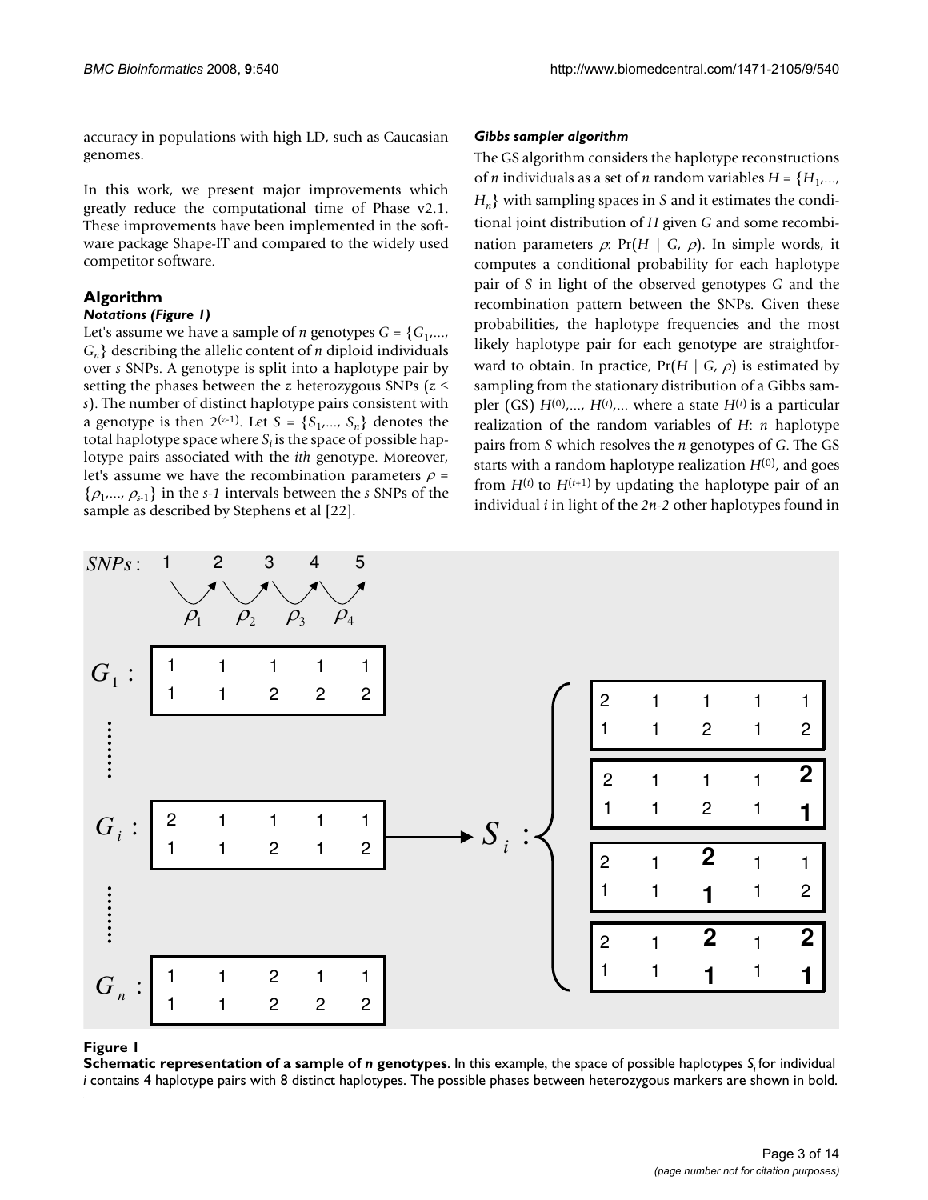accuracy in populations with high LD, such as Caucasian genomes.

In this work, we present major improvements which greatly reduce the computational time of Phase v2.1. These improvements have been implemented in the software package Shape-IT and compared to the widely used competitor software.

## Algorithm

### *Notations (Figure 1)*

Let's assume we have a sample of $n$ genotypes $G = \{G_1,..., G_n\}$ describing the allelic content of $n$ diploid individuals over $s$ SNPs. A genotype is split into a haplotype pair by setting the phases between the $z$ heterozygous SNPs ($z \leq s$). The number of distinct haplotype pairs consistent with a genotype is then $2^{(z-1)}$. Let $S = \{S_1,..., S_n\}$ denotes the total haplotype space where $S_i$ is the space of possible haplotype pairs associated with the *ith* genotype. Moreover, let's assume we have the recombination parameters $\rho = \{\rho_1,..., \rho_{s-1}\}$ in the *s-1* intervals between the $s$ SNPs of the sample as described by Stephens et al [22].

### *Gibbs sampler algorithm*

The GS algorithm considers the haplotype reconstructions of $n$ individuals as a set of $n$ random variables $H = \{H_1,..., H_n\}$ with sampling spaces in $S$ and it estimates the conditional joint distribution of $H$ given $G$ and some recombination parameters $\rho$: $\Pr(H \mid G, \rho)$. In simple words, it computes a conditional probability for each haplotype pair of $S$ in light of the observed genotypes $G$ and the recombination pattern between the SNPs. Given these probabilities, the haplotype frequencies and the most likely haplotype pair for each genotype are straightforward to obtain. In practice, $\Pr(H \mid G, \rho)$ is estimated by sampling from the stationary distribution of a Gibbs sampler (GS) $H^{(0)},..., H^{(t)},...$ where a state $H^{(t)}$ is a particular realization of the random variables of $H$: $n$ haplotype pairs from $S$ which resolves the $n$ genotypes of $G$. The GS starts with a random haplotype realization $H^{(0)}$, and goes from $H^{(t)}$ to $H^{(t+1)}$ by updating the haplotype pair of an individual $i$ in light of the *2n-2* other haplotypes found in

**Figure 1**

**Schematic representation of a sample of *n* genotypes**. In this example, the space of possible haplotypes $S_i$ for individual $i$ contains 4 haplotype pairs with 8 distinct haplotypes. The possible phases between heterozygous markers are shown in bold.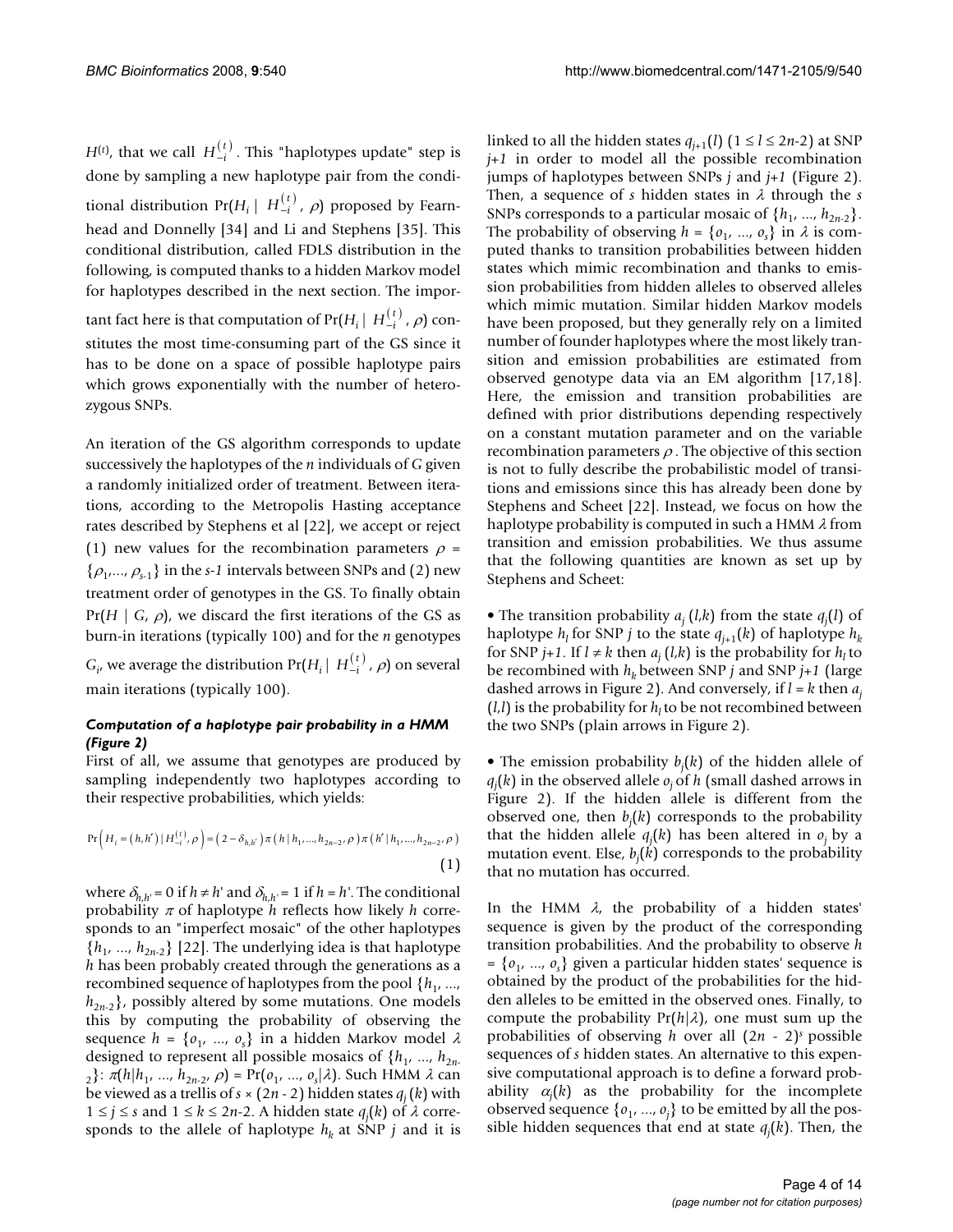$H^{(t)}$, that we call $H_{-i}^{(t)}$. This "haplotypes update" step is done by sampling a new haplotype pair from the conditional distribution $\Pr(H_i \mid H_{-i}^{(t)}, \rho)$ proposed by Fearnhead and Donnelly [34] and Li and Stephens [35]. This conditional distribution, called FDLS distribution in the following, is computed thanks to a hidden Markov model for haplotypes described in the next section. The important fact here is that computation of $\Pr(H_i \mid H_{-i}^{(t)}, \rho)$ constitutes the most time-consuming part of the GS since it has to be done on a space of possible haplotype pairs which grows exponentially with the number of heterozygous SNPs.

An iteration of the GS algorithm corresponds to update successively the haplotypes of the $n$ individuals of $G$ given a randomly initialized order of treatment. Between iterations, according to the Metropolis Hasting acceptance rates described by Stephens et al [22], we accept or reject (1) new values for the recombination parameters $\rho = \{\rho_1,..., \rho_{s-1}\}$ in the $s$-$1$ intervals between SNPs and (2) new treatment order of genotypes in the GS. To finally obtain $\Pr(H \mid G, \rho)$, we discard the first iterations of the GS as burn-in iterations (typically 100) and for the $n$ genotypes $G_i$, we average the distribution $\Pr(H_i \mid H_{-i}^{(t)}, \rho)$ on several main iterations (typically 100).

### *Computation of a haplotype pair probability in a HMM (Figure 2)*

First of all, we assume that genotypes are produced by sampling independently two haplotypes according to their respective probabilities, which yields:

$$\Pr\left(H_i = (h, h') \mid H_{-i}^{(t)}, \rho\right) = \left(2 - \delta_{h,h'}\right) \pi\left(h \mid h_1, ..., h_{2n-2}, \rho\right) \pi\left(h' \mid h_1, ..., h_{2n-2}, \rho\right) \quad (1)$$

where $\delta_{h,h'} = 0$ if $h \neq h'$ and $\delta_{h,h'} = 1$ if $h = h'$. The conditional probability $\pi$ of haplotype $h$ reflects how likely $h$ corresponds to an "imperfect mosaic" of the other haplotypes $\{h_1, ..., h_{2n-2}\}$ [22]. The underlying idea is that haplotype $h$ has been probably created through the generations as a recombined sequence of haplotypes from the pool $\{h_1, ..., h_{2n-2}\}$, possibly altered by some mutations. One models this by computing the probability of observing the sequence $h = \{o_1, ..., o_s\}$ in a hidden Markov model $\lambda$ designed to represent all possible mosaics of $\{h_1, ..., h_{2n-2}\}$: $\pi(h|h_1, ..., h_{2n-2}, \rho) = \Pr(o_1, ..., o_s|\lambda)$. Such HMM $\lambda$ can be viewed as a trellis of $s \times (2n - 2)$ hidden states $q_j(k)$ with $1 \le j \le s$ and $1 \le k \le 2n$-2. A hidden state $q_j(k)$ of $\lambda$ corresponds to the allele of haplotype $h_k$ at SNP $j$ and it is linked to all the hidden states $q_{j+1}(l)$ ($1 \le l \le 2n$-2) at SNP $j$+$1$ in order to model all the possible recombination jumps of haplotypes between SNPs $j$ and $j$+$1$ (Figure 2). Then, a sequence of $s$ hidden states in $\lambda$ through the $s$ SNPs corresponds to a particular mosaic of $\{h_1, ..., h_{2n-2}\}$. The probability of observing $h = \{o_1, ..., o_s\}$ in $\lambda$ is computed thanks to transition probabilities between hidden states which mimic recombination and thanks to emission probabilities from hidden alleles to observed alleles which mimic mutation. Similar hidden Markov models have been proposed, but they generally rely on a limited number of founder haplotypes where the most likely transition and emission probabilities are estimated from observed genotype data via an EM algorithm [17,18]. Here, the emission and transition probabilities are defined with prior distributions depending respectively on a constant mutation parameter and on the variable recombination parameters $\rho$. The objective of this section is not to fully describe the probabilistic model of transitions and emissions since this has already been done by Stephens and Scheet [22]. Instead, we focus on how the haplotype probability is computed in such a HMM $\lambda$ from transition and emission probabilities. We thus assume that the following quantities are known as set up by Stephens and Scheet:

- The transition probability $a_j(l,k)$ from the state $q_j(l)$ of haplotype $h_l$ for SNP $j$ to the state $q_{j+1}(k)$ of haplotype $h_k$ for SNP $j$+$1$. If $l \neq k$ then $a_j(l,k)$ is the probability for $h_l$ to be recombined with $h_k$ between SNP $j$ and SNP $j$+$1$ (large dashed arrows in Figure 2). And conversely, if $l = k$ then $a_j(l,l)$ is the probability for $h_l$ to be not recombined between the two SNPs (plain arrows in Figure 2).

- The emission probability $b_j(k)$ of the hidden allele of $q_j(k)$ in the observed allele $o_j$ of $h$ (small dashed arrows in Figure 2). If the hidden allele is different from the observed one, then $b_j(k)$ corresponds to the probability that the hidden allele $q_j(k)$ has been altered in $o_j$ by a mutation event. Else, $b_j(k)$ corresponds to the probability that no mutation has occurred.

In the HMM $\lambda$, the probability of a hidden states' sequence is given by the product of the corresponding transition probabilities. And the probability to observe $h = \{o_1, ..., o_s\}$ given a particular hidden states' sequence is obtained by the product of the probabilities for the hidden alleles to be emitted in the observed ones. Finally, to compute the probability $\Pr(h|\lambda)$, one must sum up the probabilities of observing $h$ over all $(2n - 2)^s$ possible sequences of $s$ hidden states. An alternative to this expensive computational approach is to define a forward probability $\alpha_j(k)$ as the probability for the incomplete observed sequence $\{o_1, ..., o_j\}$ to be emitted by all the possible hidden sequences that end at state $q_j(k)$. Then, the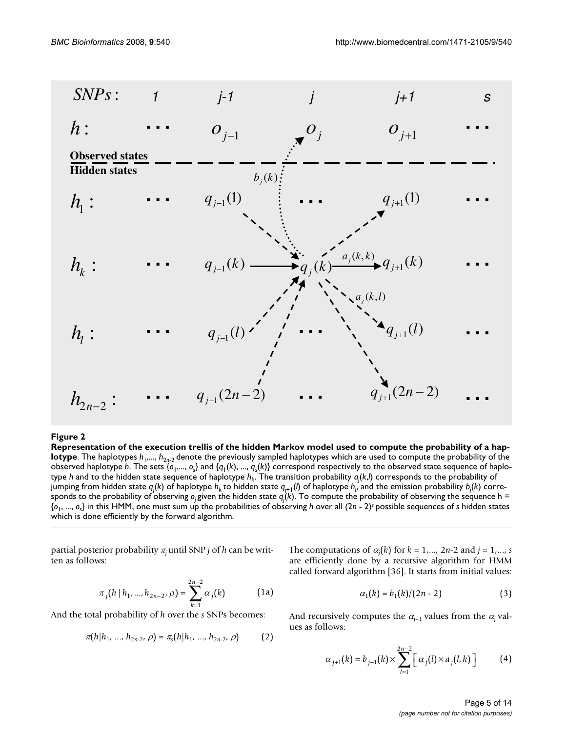**Figure 2**

**Representation of the execution trellis of the hidden Markov model used to compute the probability of a haplotype**. The haplotypes $h_1,..., h_{2n-2}$ denote the previously sampled haplotypes which are used to compute the probability of the observed haplotype $h$. The sets $\{o_1,..., o_s\}$ and $\{q_1(k), ..., q_s(k)\}$ correspond respectively to the observed state sequence of haplotype $h$ and to the hidden state sequence of haplotype $h_k$. The transition probability $a_j(k,l)$ corresponds to the probability of jumping from hidden state $q_j(k)$ of haplotype $h_k$ to hidden state $q_{j+1}(l)$ of haplotype $h_l$, and the emission probability $b_j(k)$ corresponds to the probability of observing $o_j$ given the hidden state $q_j(k)$. To compute the probability of observing the sequence h = $\{o_1, ..., o_s\}$ in this HMM, one must sum up the probabilities of observing $h$ over all $(2n - 2)^s$ possible sequences of $s$ hidden states which is done efficiently by the forward algorithm.

partial posterior probability $\pi_j$ until SNP $j$ of $h$ can be written as follows:

$$\pi_j(h \mid h_1, ..., h_{2n-2}, \rho) = \sum_{k=1}^{2n-2} \alpha_j(k) \quad (1a)$$

And the total probability of $h$ over the $s$ SNPs becomes:

$$\pi(h|h_1, ..., h_{2n-2}, \rho) = \pi_s(h|h_1, ..., h_{2n-2}, \rho) \quad (2)$$

The computations of $\alpha_j(k)$ for $k = 1,..., 2n$-2 and $j = 1,..., s$ are efficiently done by a recursive algorithm for HMM called forward algorithm [36]. It starts from initial values:

$$\alpha_1(k) = b_1(k)/(2n - 2) \quad (3)$$

And recursively computes the $\alpha_{j+1}$ values from the $\alpha_j$ values as follows:

$$\alpha_{j+1}(k) = b_{j+1}(k) \times \sum_{l=1}^{2n-2} \left[ \alpha_j(l) \times a_j(l,k) \right] \quad (4)$$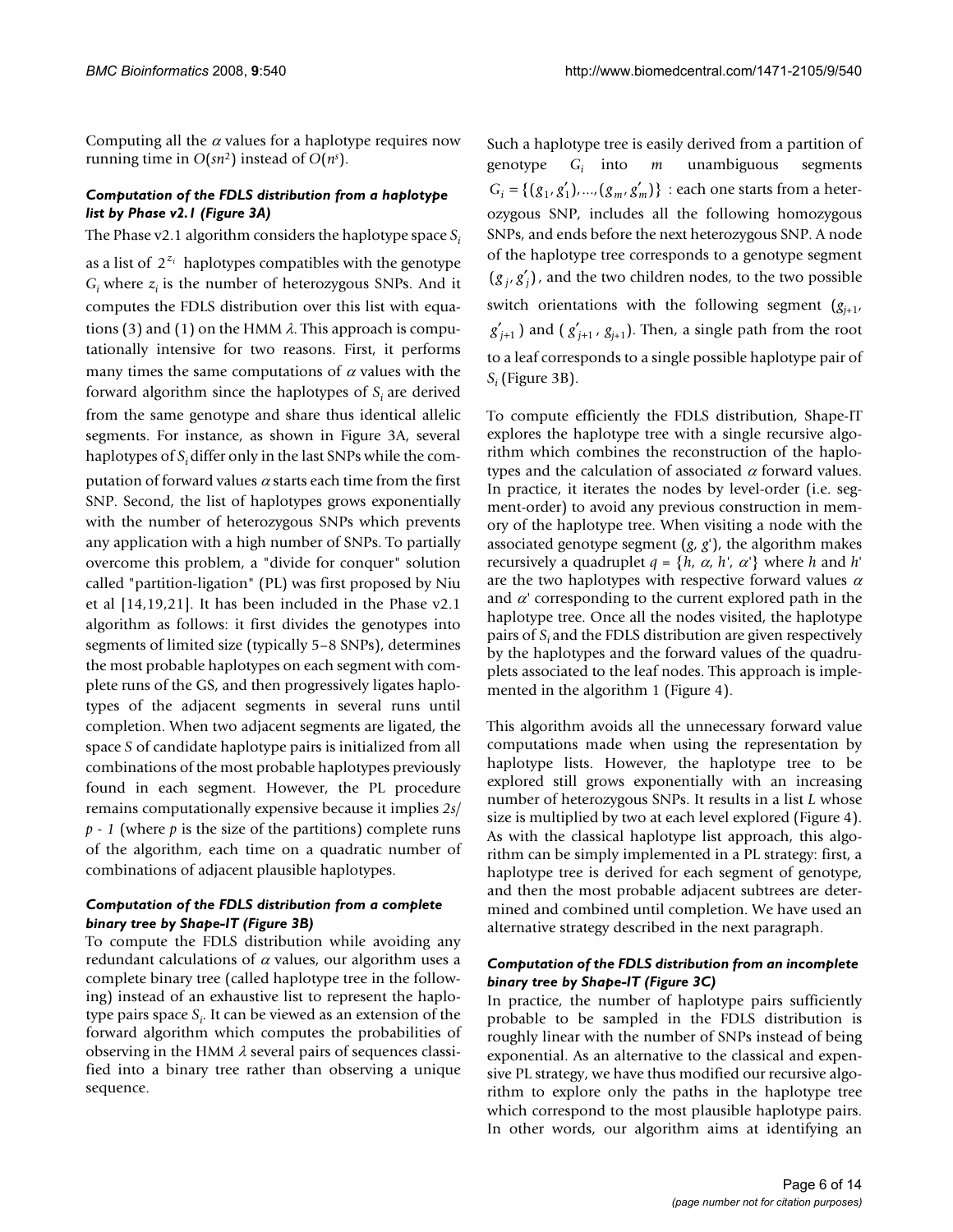Computing all the $\alpha$ values for a haplotype requires now running time in $O(sn^2)$ instead of $O(n^s)$.

### *Computation of the FDLS distribution from a haplotype list by Phase v2.1 (Figure 3A)*

The Phase v2.1 algorithm considers the haplotype space $S_i$ as a list of $2^{z_i}$ haplotypes compatibles with the genotype $G_i$ where $z_i$ is the number of heterozygous SNPs. And it computes the FDLS distribution over this list with equations (3) and (1) on the HMM $\lambda$. This approach is computationally intensive for two reasons. First, it performs many times the same computations of $\alpha$ values with the forward algorithm since the haplotypes of $S_i$ are derived from the same genotype and share thus identical allelic segments. For instance, as shown in Figure 3A, several haplotypes of $S_i$ differ only in the last SNPs while the computation of forward values $\alpha$ starts each time from the first SNP. Second, the list of haplotypes grows exponentially with the number of heterozygous SNPs which prevents any application with a high number of SNPs. To partially overcome this problem, a "divide for conquer" solution called "partition-ligation" (PL) was first proposed by Niu et al [14,19,21]. It has been included in the Phase v2.1 algorithm as follows: it first divides the genotypes into segments of limited size (typically 5–8 SNPs), determines the most probable haplotypes on each segment with complete runs of the GS, and then progressively ligates haplotypes of the adjacent segments in several runs until completion. When two adjacent segments are ligated, the space $S$ of candidate haplotype pairs is initialized from all combinations of the most probable haplotypes previously found in each segment. However, the PL procedure remains computationally expensive because it implies $2s/p - 1$ (where $p$ is the size of the partitions) complete runs of the algorithm, each time on a quadratic number of combinations of adjacent plausible haplotypes.

### *Computation of the FDLS distribution from a complete binary tree by Shape-IT (Figure 3B)*

To compute the FDLS distribution while avoiding any redundant calculations of $\alpha$ values, our algorithm uses a complete binary tree (called haplotype tree in the following) instead of an exhaustive list to represent the haplotype pairs space $S_i$. It can be viewed as an extension of the forward algorithm which computes the probabilities of observing in the HMM $\lambda$ several pairs of sequences classified into a binary tree rather than observing a unique sequence.

Such a haplotype tree is easily derived from a partition of genotype $G_i$ into $m$ unambiguous segments $G_i = \{(g_1, g'_1), \ldots, (g_m, g'_m)\}$ : each one starts from a heterozygous SNP, includes all the following homozygous SNPs, and ends before the next heterozygous SNP. A node of the haplotype tree corresponds to a genotype segment $(g_j, g'_j)$, and the two children nodes, to the two possible switch orientations with the following segment ($g_{j+1}$, $g'_{j+1}$) and ($g'_{j+1}$, $g_{j+1}$). Then, a single path from the root to a leaf corresponds to a single possible haplotype pair of $S_i$ (Figure 3B).

To compute efficiently the FDLS distribution, Shape-IT explores the haplotype tree with a single recursive algorithm which combines the reconstruction of the haplotypes and the calculation of associated $\alpha$ forward values. In practice, it iterates the nodes by level-order (i.e. segment-order) to avoid any previous construction in memory of the haplotype tree. When visiting a node with the associated genotype segment ($g$, $g'$), the algorithm makes recursively a quadruplet $q = \{h, \alpha, h', \alpha'\}$ where $h$ and $h'$ are the two haplotypes with respective forward values $\alpha$ and $\alpha'$ corresponding to the current explored path in the haplotype tree. Once all the nodes visited, the haplotype pairs of $S_i$ and the FDLS distribution are given respectively by the haplotypes and the forward values of the quadruplets associated to the leaf nodes. This approach is implemented in the algorithm 1 (Figure 4).

This algorithm avoids all the unnecessary forward value computations made when using the representation by haplotype lists. However, the haplotype tree to be explored still grows exponentially with an increasing number of heterozygous SNPs. It results in a list $L$ whose size is multiplied by two at each level explored (Figure 4). As with the classical haplotype list approach, this algorithm can be simply implemented in a PL strategy: first, a haplotype tree is derived for each segment of genotype, and then the most probable adjacent subtrees are determined and combined until completion. We have used an alternative strategy described in the next paragraph.

### *Computation of the FDLS distribution from an incomplete binary tree by Shape-IT (Figure 3C)*

In practice, the number of haplotype pairs sufficiently probable to be sampled in the FDLS distribution is roughly linear with the number of SNPs instead of being exponential. As an alternative to the classical and expensive PL strategy, we have thus modified our recursive algorithm to explore only the paths in the haplotype tree which correspond to the most plausible haplotype pairs. In other words, our algorithm aims at identifying an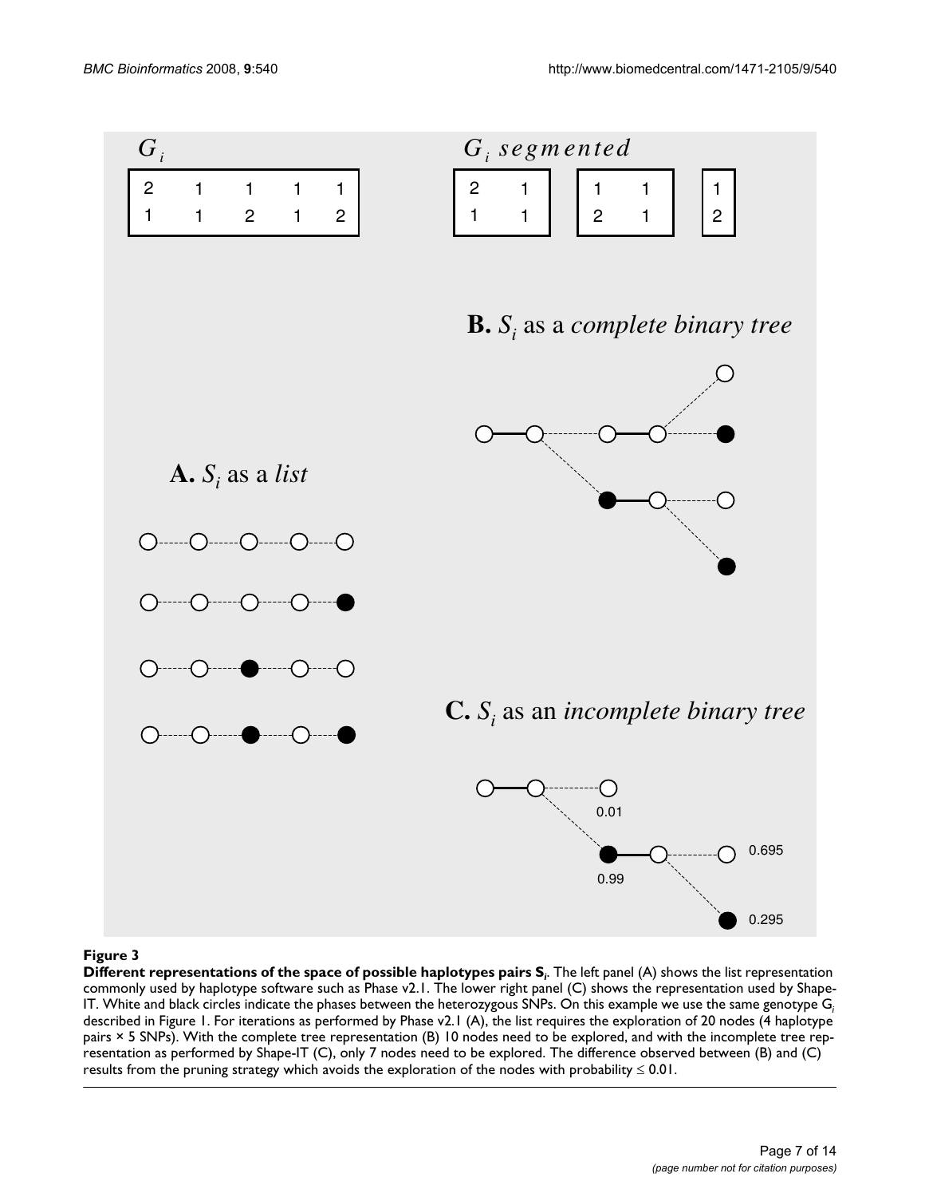**Figure 3**

**Different representations of the space of possible haplotypes pairs $S_i$.** The left panel (A) shows the list representation commonly used by haplotype software such as Phase v2.1. The lower right panel (C) shows the representation used by Shape-IT. White and black circles indicate the phases between the heterozygous SNPs. On this example we use the same genotype $G_i$ described in Figure 1. For iterations as performed by Phase v2.1 (A), the list requires the exploration of 20 nodes (4 haplotype pairs × 5 SNPs). With the complete tree representation (B) 10 nodes need to be explored, and with the incomplete tree representation as performed by Shape-IT (C), only 7 nodes need to be explored. The difference observed between (B) and (C) results from the pruning strategy which avoids the exploration of the nodes with probability ≤ 0.01.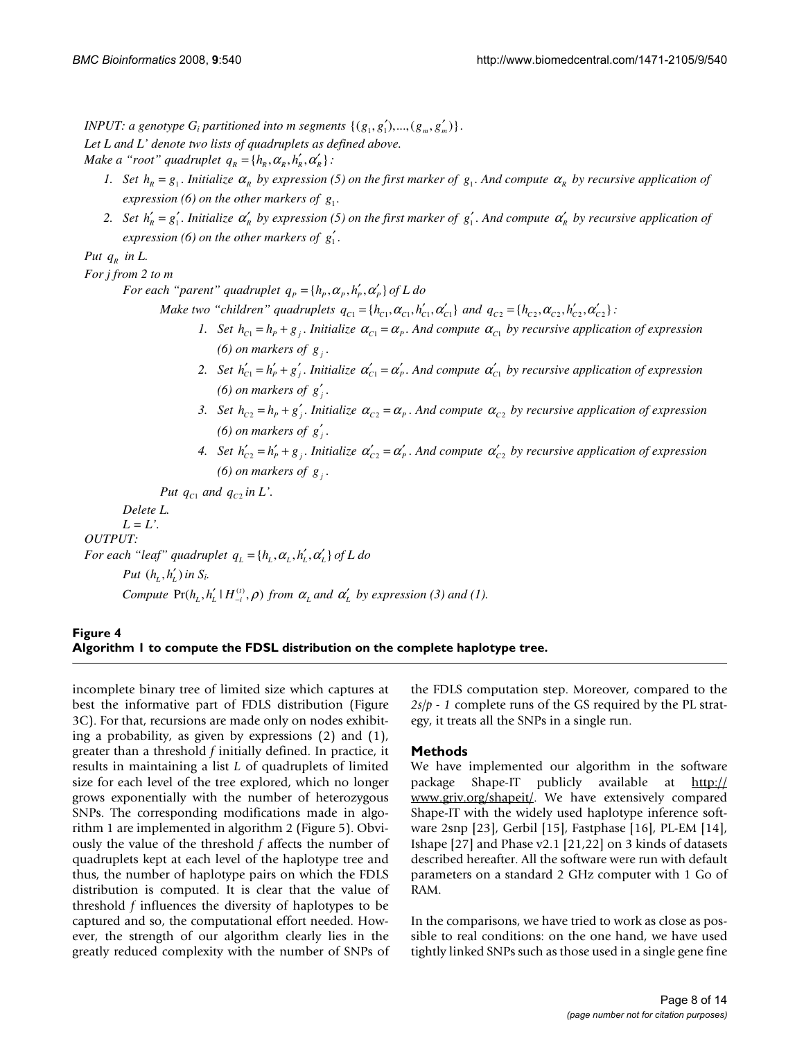*INPUT: a genotype $G_i$ partitioned into m segments $\{(g_1, g_1'),...,(g_m, g_m')\}$.*

*Let L and L' denote two lists of quadruplets as defined above.*

*Make a "root" quadruplet $q_R = \{h_R, \alpha_R, h_R', \alpha_R'\}$:*

1. *Set $h_R = g_1$. Initialize $\alpha_R$ by expression (5) on the first marker of $g_1$. And compute $\alpha_R$ by recursive application of expression (6) on the other markers of $g_1$.*
2. *Set $h_R' = g_1'$. Initialize $\alpha_R'$ by expression (5) on the first marker of $g_1'$. And compute $\alpha_R'$ by recursive application of expression (6) on the other markers of $g_1'$.*

*Put $q_R$ in L.*

*For j from 2 to m*

*For each "parent" quadruplet $q_P = \{h_P, \alpha_P, h_P', \alpha_P'\}$ of L do*

*Make two "children" quadruplets $q_{C1} = \{h_{C1}, \alpha_{C1}, h_{C1}', \alpha_{C1}'\}$ and $q_{C2} = \{h_{C2}, \alpha_{C2}, h_{C2}', \alpha_{C2}'\}$:*

1. *Set $h_{C1} = h_P + g_j$. Initialize $\alpha_{C1} = \alpha_P$. And compute $\alpha_{C1}$ by recursive application of expression (6) on markers of $g_j$.*
2. *Set $h_{C1}' = h_P' + g_j'$. Initialize $\alpha_{C1}' = \alpha_P'$. And compute $\alpha_{C1}'$ by recursive application of expression (6) on markers of $g_j'$.*
3. *Set $h_{C2} = h_P + g_j'$. Initialize $\alpha_{C2} = \alpha_P$. And compute $\alpha_{C2}$ by recursive application of expression (6) on markers of $g_j'$.*
4. *Set $h_{C2}' = h_P' + g_j$. Initialize $\alpha_{C2}' = \alpha_P'$. And compute $\alpha_{C2}'$ by recursive application of expression (6) on markers of $g_j$.*

*Put $q_{C1}$ and $q_{C2}$ in L'.*

*Delete L.*

*L = L'.*

*OUTPUT:*

*For each "leaf" quadruplet $q_L = \{h_L, \alpha_L, h_L', \alpha_L'\}$ of L do*

*Put $(h_L, h_L')$ in $S_i$.*

*Compute $\Pr(h_L, h_L' \mid H_{-i}^{(t)}, \rho)$ from $\alpha_L$ and $\alpha_L'$ by expression (3) and (1).*

**Figure 4**
**Algorithm 1 to compute the FDSL distribution on the complete haplotype tree.**

incomplete binary tree of limited size which captures at best the informative part of FDLS distribution (Figure 3C). For that, recursions are made only on nodes exhibiting a probability, as given by expressions (2) and (1), greater than a threshold *f* initially defined. In practice, it results in maintaining a list *L* of quadruplets of limited size for each level of the tree explored, which no longer grows exponentially with the number of heterozygous SNPs. The corresponding modifications made in algorithm 1 are implemented in algorithm 2 (Figure 5). Obviously the value of the threshold *f* affects the number of quadruplets kept at each level of the haplotype tree and thus, the number of haplotype pairs on which the FDLS distribution is computed. It is clear that the value of threshold *f* influences the diversity of haplotypes to be captured and so, the computational effort needed. However, the strength of our algorithm clearly lies in the greatly reduced complexity with the number of SNPs of the FDLS computation step. Moreover, compared to the *2s/p - 1* complete runs of the GS required by the PL strategy, it treats all the SNPs in a single run.

## Methods

We have implemented our algorithm in the software package Shape-IT publicly available at http://www.griv.org/shapeit/. We have extensively compared Shape-IT with the widely used haplotype inference software 2snp [23], Gerbil [15], Fastphase [16], PL-EM [14], Ishape [27] and Phase v2.1 [21,22] on 3 kinds of datasets described hereafter. All the software were run with default parameters on a standard 2 GHz computer with 1 Go of RAM.

In the comparisons, we have tried to work as close as possible to real conditions: on the one hand, we have used tightly linked SNPs such as those used in a single gene fine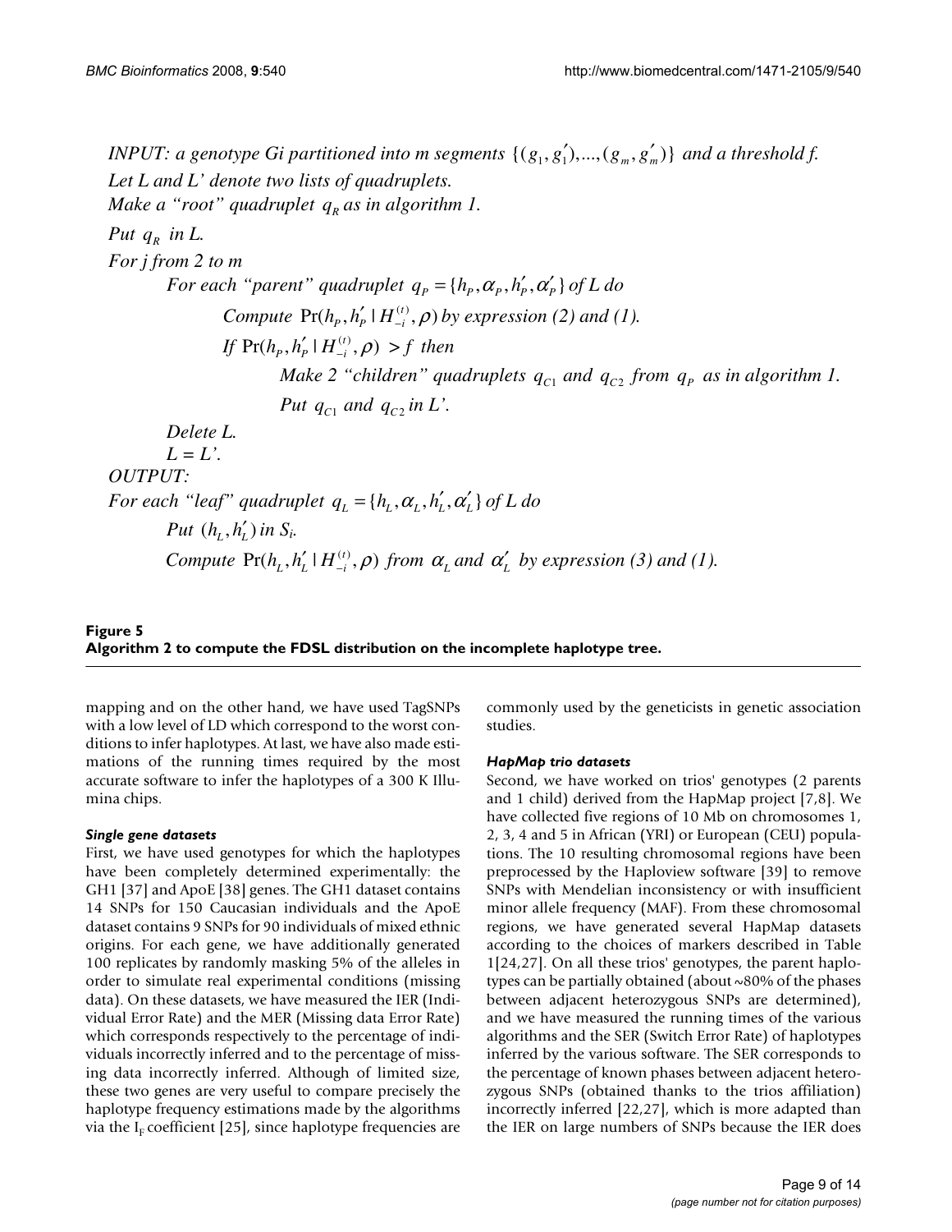*INPUT: a genotype Gi partitioned into m segments* $\{(g_1, g_1'),...,(g_m, g_m')\}$ *and a threshold f.*
*Let L and L' denote two lists of quadruplets.*
*Make a "root" quadruplet* $q_R$ *as in algorithm 1.*
*Put* $q_R$ *in L.*
*For j from 2 to m*
  *For each "parent" quadruplet* $q_P = \{h_P, \alpha_P, h_P', \alpha_P'\}$ *of L do*
    *Compute* $\Pr(h_P, h_P' \mid H_{-i}^{(t)}, \rho)$ *by expression (2) and (1).*
    *If* $\Pr(h_P, h_P' \mid H_{-i}^{(t)}, \rho) > f$ *then*
      *Make 2 "children" quadruplets* $q_{C1}$ *and* $q_{C2}$ *from* $q_P$ *as in algorithm 1.*
      *Put* $q_{C1}$ *and* $q_{C2}$ *in L'.*
  *Delete L.*
  *L = L'.*
*OUTPUT:*
*For each "leaf" quadruplet* $q_L = \{h_L, \alpha_L, h_L', \alpha_L'\}$ *of L do*
  *Put* $(h_L, h_L')$ *in* $S_i$.
  *Compute* $\Pr(h_L, h_L' \mid H_{-i}^{(t)}, \rho)$ *from* $\alpha_L$ *and* $\alpha_L'$ *by expression (3) and (1).*

**Figure 5**
**Algorithm 2 to compute the FDSL distribution on the incomplete haplotype tree.**

mapping and on the other hand, we have used TagSNPs with a low level of LD which correspond to the worst conditions to infer haplotypes. At last, we have also made estimations of the running times required by the most accurate software to infer the haplotypes of a 300 K Illumina chips.

#### *Single gene datasets*

First, we have used genotypes for which the haplotypes have been completely determined experimentally: the GH1 [37] and ApoE [38] genes. The GH1 dataset contains 14 SNPs for 150 Caucasian individuals and the ApoE dataset contains 9 SNPs for 90 individuals of mixed ethnic origins. For each gene, we have additionally generated 100 replicates by randomly masking 5% of the alleles in order to simulate real experimental conditions (missing data). On these datasets, we have measured the IER (Individual Error Rate) and the MER (Missing data Error Rate) which corresponds respectively to the percentage of individuals incorrectly inferred and to the percentage of missing data incorrectly inferred. Although of limited size, these two genes are very useful to compare precisely the haplotype frequency estimations made by the algorithms via the $I_F$ coefficient [25], since haplotype frequencies are commonly used by the geneticists in genetic association studies.

#### *HapMap trio datasets*

Second, we have worked on trios' genotypes (2 parents and 1 child) derived from the HapMap project [7,8]. We have collected five regions of 10 Mb on chromosomes 1, 2, 3, 4 and 5 in African (YRI) or European (CEU) populations. The 10 resulting chromosomal regions have been preprocessed by the Haploview software [39] to remove SNPs with Mendelian inconsistency or with insufficient minor allele frequency (MAF). From these chromosomal regions, we have generated several HapMap datasets according to the choices of markers described in Table 1[24,27]. On all these trios' genotypes, the parent haplotypes can be partially obtained (about ~80% of the phases between adjacent heterozygous SNPs are determined), and we have measured the running times of the various algorithms and the SER (Switch Error Rate) of haplotypes inferred by the various software. The SER corresponds to the percentage of known phases between adjacent heterozygous SNPs (obtained thanks to the trios affiliation) incorrectly inferred [22,27], which is more adapted than the IER on large numbers of SNPs because the IER does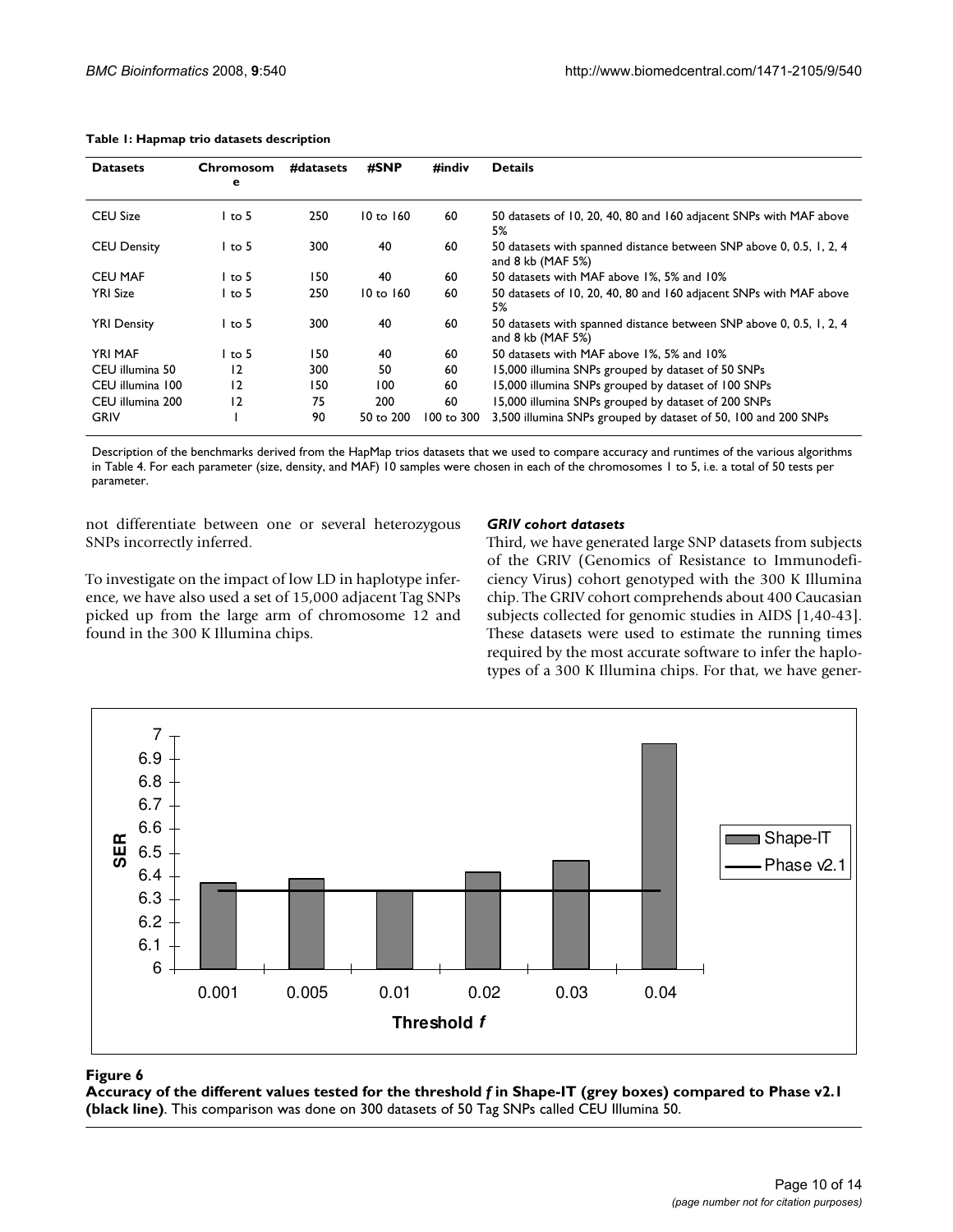**Table 1: Hapmap trio datasets description**

| Datasets | Chromosome | #datasets | #SNP | #indiv | Details |
|---|---|---|---|---|---|
| CEU Size | 1 to 5 | 250 | 10 to 160 | 60 | 50 datasets of 10, 20, 40, 80 and 160 adjacent SNPs with MAF above 5% |
| CEU Density | 1 to 5 | 300 | 40 | 60 | 50 datasets with spanned distance between SNP above 0, 0.5, 1, 2, 4 and 8 kb (MAF 5%) |
| CEU MAF | 1 to 5 | 150 | 40 | 60 | 50 datasets with MAF above 1%, 5% and 10% |
| YRI Size | 1 to 5 | 250 | 10 to 160 | 60 | 50 datasets of 10, 20, 40, 80 and 160 adjacent SNPs with MAF above 5% |
| YRI Density | 1 to 5 | 300 | 40 | 60 | 50 datasets with spanned distance between SNP above 0, 0.5, 1, 2, 4 and 8 kb (MAF 5%) |
| YRI MAF | 1 to 5 | 150 | 40 | 60 | 50 datasets with MAF above 1%, 5% and 10% |
| CEU illumina 50 | 12 | 300 | 50 | 60 | 15,000 illumina SNPs grouped by dataset of 50 SNPs |
| CEU illumina 100 | 12 | 150 | 100 | 60 | 15,000 illumina SNPs grouped by dataset of 100 SNPs |
| CEU illumina 200 | 12 | 75 | 200 | 60 | 15,000 illumina SNPs grouped by dataset of 200 SNPs |
| GRIV | 1 | 90 | 50 to 200 | 100 to 300 | 3,500 illumina SNPs grouped by dataset of 50, 100 and 200 SNPs |

Description of the benchmarks derived from the HapMap trios datasets that we used to compare accuracy and runtimes of the various algorithms in Table 4. For each parameter (size, density, and MAF) 10 samples were chosen in each of the chromosomes 1 to 5, i.e. a total of 50 tests per parameter.

not differentiate between one or several heterozygous SNPs incorrectly inferred.

To investigate on the impact of low LD in haplotype inference, we have also used a set of 15,000 adjacent Tag SNPs picked up from the large arm of chromosome 12 and found in the 300 K Illumina chips.

### *GRIV cohort datasets*

Third, we have generated large SNP datasets from subjects of the GRIV (Genomics of Resistance to Immunodeficiency Virus) cohort genotyped with the 300 K Illumina chip. The GRIV cohort comprehends about 400 Caucasian subjects collected for genomic studies in AIDS [1,40-43]. These datasets were used to estimate the running times required by the most accurate software to infer the haplotypes of a 300 K Illumina chips. For that, we have gener-

**Figure 6**

**Accuracy of the different values tested for the threshold *f* in Shape-IT (grey boxes) compared to Phase v2.1 (black line)**. This comparison was done on 300 datasets of 50 Tag SNPs called CEU Illumina 50.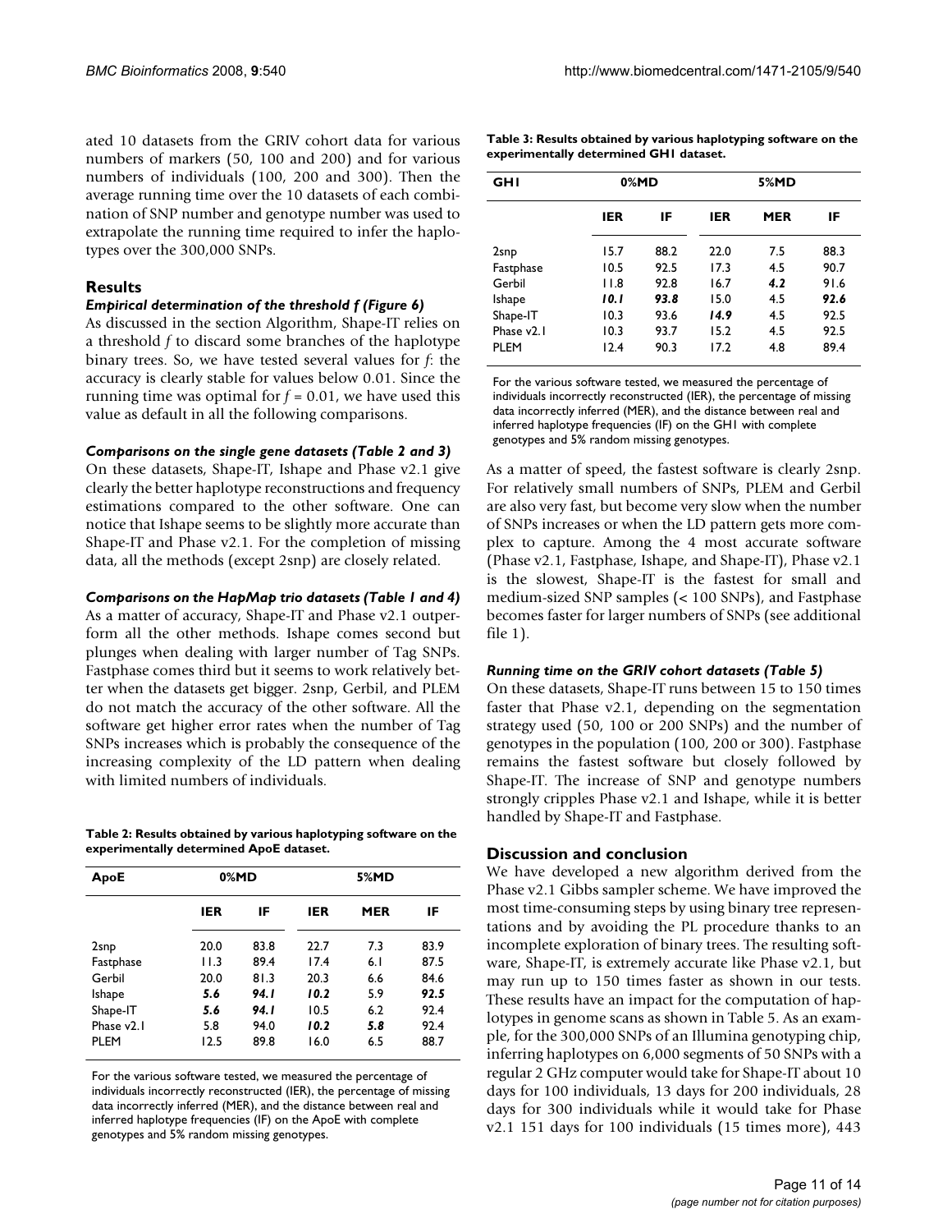ated 10 datasets from the GRIV cohort data for various numbers of markers (50, 100 and 200) and for various numbers of individuals (100, 200 and 300). Then the average running time over the 10 datasets of each combination of SNP number and genotype number was used to extrapolate the running time required to infer the haplotypes over the 300,000 SNPs.

## Results

### *Empirical determination of the threshold f (Figure 6)*

As discussed in the section Algorithm, Shape-IT relies on a threshold *f* to discard some branches of the haplotype binary trees. So, we have tested several values for *f*: the accuracy is clearly stable for values below 0.01. Since the running time was optimal for $f = 0.01$, we have used this value as default in all the following comparisons.

### *Comparisons on the single gene datasets (Table 2 and 3)*

On these datasets, Shape-IT, Ishape and Phase v2.1 give clearly the better haplotype reconstructions and frequency estimations compared to the other software. One can notice that Ishape seems to be slightly more accurate than Shape-IT and Phase v2.1. For the completion of missing data, all the methods (except 2snp) are closely related.

### *Comparisons on the HapMap trio datasets (Table 1 and 4)*

As a matter of accuracy, Shape-IT and Phase v2.1 outperform all the other methods. Ishape comes second but plunges when dealing with larger number of Tag SNPs. Fastphase comes third but it seems to work relatively better when the datasets get bigger. 2snp, Gerbil, and PLEM do not match the accuracy of the other software. All the software get higher error rates when the number of Tag SNPs increases which is probably the consequence of the increasing complexity of the LD pattern when dealing with limited numbers of individuals.

**Table 2: Results obtained by various haplotyping software on the experimentally determined ApoE dataset.**

| ApoE | 0%MD | | 5%MD | | |
|---|---|---|---|---|---|
| | IER | IF | IER | MER | IF |
| 2snp | 20.0 | 83.8 | 22.7 | 7.3 | 83.9 |
| Fastphase | 11.3 | 89.4 | 17.4 | 6.1 | 87.5 |
| Gerbil | 20.0 | 81.3 | 20.3 | 6.6 | 84.6 |
| Ishape | ***5.6*** | ***94.1*** | ***10.2*** | 5.9 | ***92.5*** |
| Shape-IT | ***5.6*** | ***94.1*** | 10.5 | 6.2 | 92.4 |
| Phase v2.1 | 5.8 | 94.0 | ***10.2*** | ***5.8*** | 92.4 |
| PLEM | 12.5 | 89.8 | 16.0 | 6.5 | 88.7 |

For the various software tested, we measured the percentage of individuals incorrectly reconstructed (IER), the percentage of missing data incorrectly inferred (MER), and the distance between real and inferred haplotype frequencies (IF) on the ApoE with complete genotypes and 5% random missing genotypes.

**Table 3: Results obtained by various haplotyping software on the experimentally determined GH1 dataset.**

| GH1 | 0%MD | | 5%MD | | |
|---|---|---|---|---|---|
| | IER | IF | IER | MER | IF |
| 2snp | 15.7 | 88.2 | 22.0 | 7.5 | 88.3 |
| Fastphase | 10.5 | 92.5 | 17.3 | 4.5 | 90.7 |
| Gerbil | 11.8 | 92.8 | 16.7 | ***4.2*** | 91.6 |
| Ishape | ***10.1*** | ***93.8*** | 15.0 | 4.5 | ***92.6*** |
| Shape-IT | 10.3 | 93.6 | ***14.9*** | 4.5 | 92.5 |
| Phase v2.1 | 10.3 | 93.7 | 15.2 | 4.5 | 92.5 |
| PLEM | 12.4 | 90.3 | 17.2 | 4.8 | 89.4 |

For the various software tested, we measured the percentage of individuals incorrectly reconstructed (IER), the percentage of missing data incorrectly inferred (MER), and the distance between real and inferred haplotype frequencies (IF) on the GH1 with complete genotypes and 5% random missing genotypes.

As a matter of speed, the fastest software is clearly 2snp. For relatively small numbers of SNPs, PLEM and Gerbil are also very fast, but become very slow when the number of SNPs increases or when the LD pattern gets more complex to capture. Among the 4 most accurate software (Phase v2.1, Fastphase, Ishape, and Shape-IT), Phase v2.1 is the slowest, Shape-IT is the fastest for small and medium-sized SNP samples (< 100 SNPs), and Fastphase becomes faster for larger numbers of SNPs (see additional file 1).

### *Running time on the GRIV cohort datasets (Table 5)*

On these datasets, Shape-IT runs between 15 to 150 times faster that Phase v2.1, depending on the segmentation strategy used (50, 100 or 200 SNPs) and the number of genotypes in the population (100, 200 or 300). Fastphase remains the fastest software but closely followed by Shape-IT. The increase of SNP and genotype numbers strongly cripples Phase v2.1 and Ishape, while it is better handled by Shape-IT and Fastphase.

## Discussion and conclusion

We have developed a new algorithm derived from the Phase v2.1 Gibbs sampler scheme. We have improved the most time-consuming steps by using binary tree representations and by avoiding the PL procedure thanks to an incomplete exploration of binary trees. The resulting software, Shape-IT, is extremely accurate like Phase v2.1, but may run up to 150 times faster as shown in our tests. These results have an impact for the computation of haplotypes in genome scans as shown in Table 5. As an example, for the 300,000 SNPs of an Illumina genotyping chip, inferring haplotypes on 6,000 segments of 50 SNPs with a regular 2 GHz computer would take for Shape-IT about 10 days for 100 individuals, 13 days for 200 individuals, 28 days for 300 individuals while it would take for Phase v2.1 151 days for 100 individuals (15 times more), 443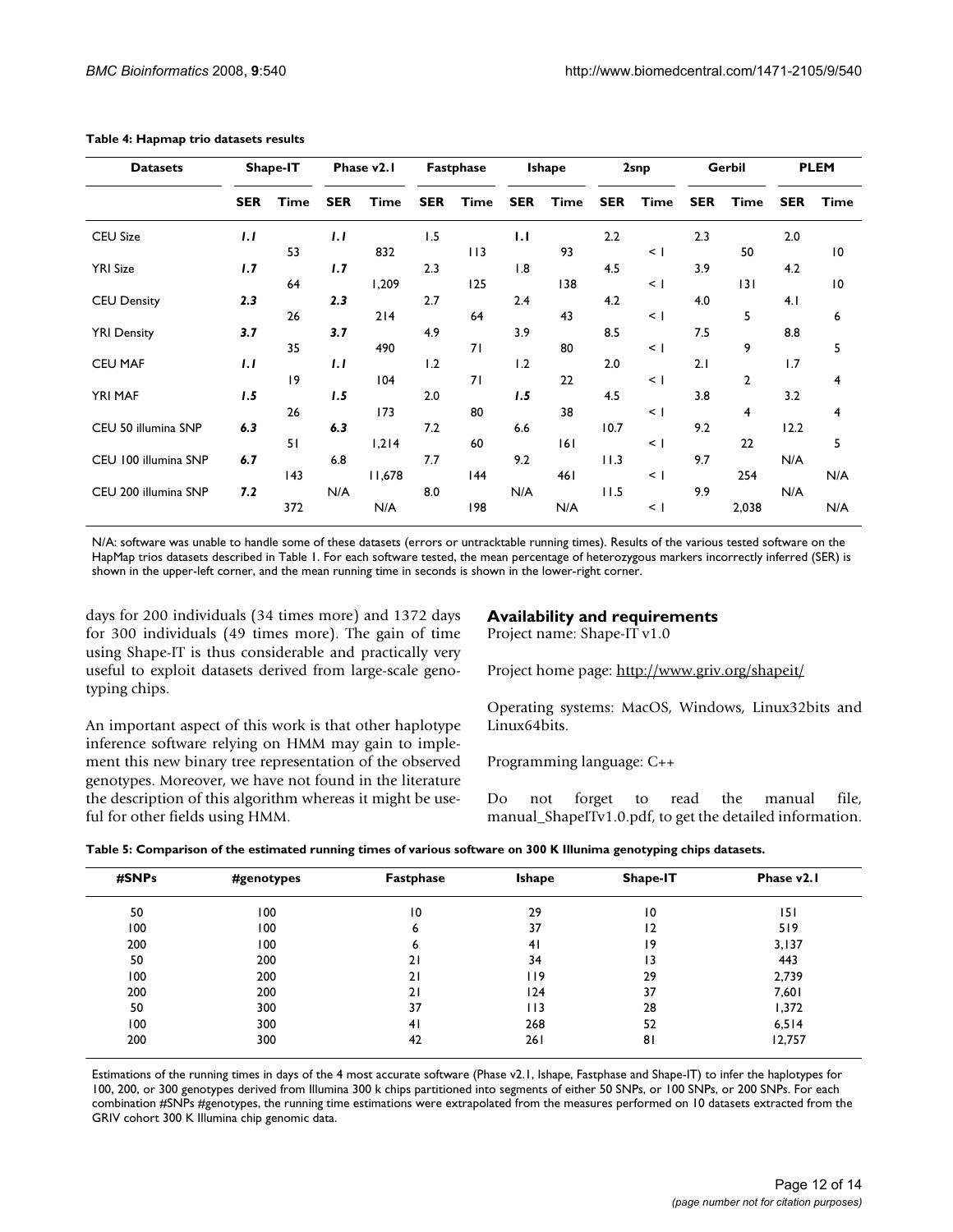**Table 4: Hapmap trio datasets results**

| Datasets | Shape-IT | | Phase v2.1 | | Fastphase | | Ishape | | 2snp | | Gerbil | | PLEM | |
|---|---|---|---|---|---|---|---|---|---|---|---|---|---|---|
| | SER | Time | SER | Time | SER | Time | SER | Time | SER | Time | SER | Time | SER | Time |
| CEU Size | ***1.1*** | 53 | ***1.1*** | 832 | 1.5 | 113 | **1.1** | 93 | 2.2 | < 1 | 2.3 | 50 | 2.0 | 10 |
| YRI Size | ***1.7*** | 64 | ***1.7*** | 1,209 | 2.3 | 125 | 1.8 | 138 | 4.5 | < 1 | 3.9 | 131 | 4.2 | 10 |
| CEU Density | ***2.3*** | 26 | ***2.3*** | 214 | 2.7 | 64 | 2.4 | 43 | 4.2 | < 1 | 4.0 | 5 | 4.1 | 6 |
| YRI Density | ***3.7*** | 35 | ***3.7*** | 490 | 4.9 | 71 | 3.9 | 80 | 8.5 | < 1 | 7.5 | 9 | 8.8 | 5 |
| CEU MAF | ***1.1*** | 19 | ***1.1*** | 104 | 1.2 | 71 | 1.2 | 22 | 2.0 | < 1 | 2.1 | 2 | 1.7 | 4 |
| YRI MAF | ***1.5*** | 26 | ***1.5*** | 173 | 2.0 | 80 | ***1.5*** | 38 | 4.5 | < 1 | 3.8 | 4 | 3.2 | 4 |
| CEU 50 illumina SNP | ***6.3*** | 51 | ***6.3*** | 1,214 | 7.2 | 60 | 6.6 | 161 | 10.7 | < 1 | 9.2 | 22 | 12.2 | 5 |
| CEU 100 illumina SNP | ***6.7*** | 143 | 6.8 | 11,678 | 7.7 | 144 | 9.2 | 461 | 11.3 | < 1 | 9.7 | 254 | N/A | N/A |
| CEU 200 illumina SNP | ***7.2*** | 372 | N/A | N/A | 8.0 | 198 | N/A | N/A | 11.5 | < 1 | 9.9 | 2,038 | N/A | N/A |

N/A: software was unable to handle some of these datasets (errors or untracktable running times). Results of the various tested software on the HapMap trios datasets described in Table 1. For each software tested, the mean percentage of heterozygous markers incorrectly inferred (SER) is shown in the upper-left corner, and the mean running time in seconds is shown in the lower-right corner.

days for 200 individuals (34 times more) and 1372 days for 300 individuals (49 times more). The gain of time using Shape-IT is thus considerable and practically very useful to exploit datasets derived from large-scale genotyping chips.

An important aspect of this work is that other haplotype inference software relying on HMM may gain to implement this new binary tree representation of the observed genotypes. Moreover, we have not found in the literature the description of this algorithm whereas it might be useful for other fields using HMM.

## Availability and requirements

Project name: Shape-IT v1.0

Project home page: http://www.griv.org/shapeit/

Operating systems: MacOS, Windows, Linux32bits and Linux64bits.

Programming language: C++

Do not forget to read the manual file, manual_ShapeITv1.0.pdf, to get the detailed information.

**Table 5: Comparison of the estimated running times of various software on 300 K Illunima genotyping chips datasets.**

| #SNPs | #genotypes | Fastphase | Ishape | Shape-IT | Phase v2.1 |
|---|---|---|---|---|---|
| 50 | 100 | 10 | 29 | 10 | 151 |
| 100 | 100 | 6 | 37 | 12 | 519 |
| 200 | 100 | 6 | 41 | 19 | 3,137 |
| 50 | 200 | 21 | 34 | 13 | 443 |
| 100 | 200 | 21 | 119 | 29 | 2,739 |
| 200 | 200 | 21 | 124 | 37 | 7,601 |
| 50 | 300 | 37 | 113 | 28 | 1,372 |
| 100 | 300 | 41 | 268 | 52 | 6,514 |
| 200 | 300 | 42 | 261 | 81 | 12,757 |

Estimations of the running times in days of the 4 most accurate software (Phase v2.1, Ishape, Fastphase and Shape-IT) to infer the haplotypes for 100, 200, or 300 genotypes derived from Illumina 300 k chips partitioned into segments of either 50 SNPs, or 100 SNPs, or 200 SNPs. For each combination #SNPs #genotypes, the running time estimations were extrapolated from the measures performed on 10 datasets extracted from the GRIV cohort 300 K Illumina chip genomic data.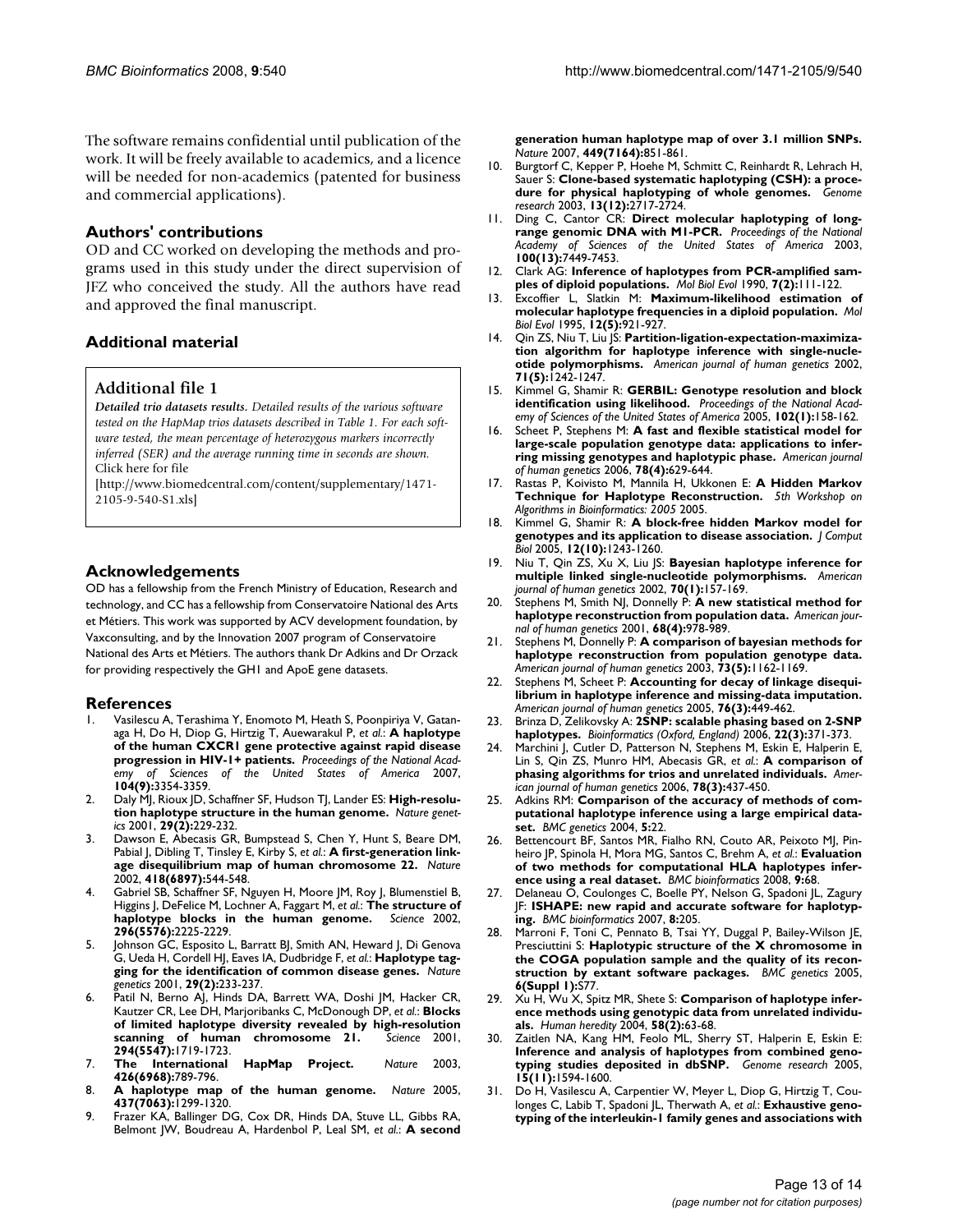The software remains confidential until publication of the work. It will be freely available to academics, and a licence will be needed for non-academics (patented for business and commercial applications).

## Authors' contributions

OD and CC worked on developing the methods and programs used in this study under the direct supervision of JFZ who conceived the study. All the authors have read and approved the final manuscript.

## Additional material

### Additional file 1

*Detailed trio datasets results. Detailed results of the various software tested on the HapMap trios datasets described in Table 1. For each software tested, the mean percentage of heterozygous markers incorrectly inferred (SER) and the average running time in seconds are shown.*
Click here for file
[http://www.biomedcentral.com/content/supplementary/1471-2105-9-540-S1.xls]

## Acknowledgements

OD has a fellowship from the French Ministry of Education, Research and technology, and CC has a fellowship from Conservatoire National des Arts et Métiers. This work was supported by ACV development foundation, by Vaxconsulting, and by the Innovation 2007 program of Conservatoire National des Arts et Métiers. The authors thank Dr Adkins and Dr Orzack for providing respectively the GH1 and ApoE gene datasets.

## References

1. Vasilescu A, Terashima Y, Enomoto M, Heath S, Poonpiriya V, Gatanaga H, Do H, Diop G, Hirtzig T, Auewarakul P, *et al.*: **A haplotype of the human CXCR1 gene protective against rapid disease progression in HIV-1+ patients.** *Proceedings of the National Academy of Sciences of the United States of America* 2007, **104(9):**3354-3359.
2. Daly MJ, Rioux JD, Schaffner SF, Hudson TJ, Lander ES: **High-resolution haplotype structure in the human genome.** *Nature genetics* 2001, **29(2):**229-232.
3. Dawson E, Abecasis GR, Bumpstead S, Chen Y, Hunt S, Beare DM, Pabial J, Dibling T, Tinsley E, Kirby S, *et al.*: **A first-generation linkage disequilibrium map of human chromosome 22.** *Nature* 2002, **418(6897):**544-548.
4. Gabriel SB, Schaffner SF, Nguyen H, Moore JM, Roy J, Blumenstiel B, Higgins J, DeFelice M, Lochner A, Faggart M, *et al.*: **The structure of haplotype blocks in the human genome.** *Science* 2002, **296(5576):**2225-2229.
5. Johnson GC, Esposito L, Barratt BJ, Smith AN, Heward J, Di Genova G, Ueda H, Cordell HJ, Eaves IA, Dudbridge F, *et al.*: **Haplotype tagging for the identification of common disease genes.** *Nature genetics* 2001, **29(2):**233-237.
6. Patil N, Berno AJ, Hinds DA, Barrett WA, Doshi JM, Hacker CR, Kautzer CR, Lee DH, Marjoribanks C, McDonough DP, *et al.*: **Blocks of limited haplotype diversity revealed by high-resolution scanning of human chromosome 21.** *Science* 2001, **294(5547):**1719-1723.
7. **The International HapMap Project.** *Nature* 2003, **426(6968):**789-796.
8. **A haplotype map of the human genome.** *Nature* 2005, **437(7063):**1299-1320.
9. Frazer KA, Ballinger DG, Cox DR, Hinds DA, Stuve LL, Gibbs RA, Belmont JW, Boudreau A, Hardenbol P, Leal SM, *et al.*: **A second generation human haplotype map of over 3.1 million SNPs.** *Nature* 2007, **449(7164):**851-861.
10. Burgtorf C, Kepper P, Hoehe M, Schmitt C, Reinhardt R, Lehrach H, Sauer S: **Clone-based systematic haplotyping (CSH): a procedure for physical haplotyping of whole genomes.** *Genome research* 2003, **13(12):**2717-2724.
11. Ding C, Cantor CR: **Direct molecular haplotyping of long-range genomic DNA with M1-PCR.** *Proceedings of the National Academy of Sciences of the United States of America* 2003, **100(13):**7449-7453.
12. Clark AG: **Inference of haplotypes from PCR-amplified samples of diploid populations.** *Mol Biol Evol* 1990, **7(2):**111-122.
13. Excoffier L, Slatkin M: **Maximum-likelihood estimation of molecular haplotype frequencies in a diploid population.** *Mol Biol Evol* 1995, **12(5):**921-927.
14. Qin ZS, Niu T, Liu JS: **Partition-ligation-expectation-maximization algorithm for haplotype inference with single-nucleotide polymorphisms.** *American journal of human genetics* 2002, **71(5):**1242-1247.
15. Kimmel G, Shamir R: **GERBIL: Genotype resolution and block identification using likelihood.** *Proceedings of the National Academy of Sciences of the United States of America* 2005, **102(1):**158-162.
16. Scheet P, Stephens M: **A fast and flexible statistical model for large-scale population genotype data: applications to inferring missing genotypes and haplotypic phase.** *American journal of human genetics* 2006, **78(4):**629-644.
17. Rastas P, Koivisto M, Mannila H, Ukkonen E: **A Hidden Markov Technique for Haplotype Reconstruction.** *5th Workshop on Algorithms in Bioinformatics: 2005* 2005.
18. Kimmel G, Shamir R: **A block-free hidden Markov model for genotypes and its application to disease association.** *J Comput Biol* 2005, **12(10):**1243-1260.
19. Niu T, Qin ZS, Xu X, Liu JS: **Bayesian haplotype inference for multiple linked single-nucleotide polymorphisms.** *American journal of human genetics* 2002, **70(1):**157-169.
20. Stephens M, Smith NJ, Donnelly P: **A new statistical method for haplotype reconstruction from population data.** *American journal of human genetics* 2001, **68(4):**978-989.
21. Stephens M, Donnelly P: **A comparison of bayesian methods for haplotype reconstruction from population genotype data.** *American journal of human genetics* 2003, **73(5):**1162-1169.
22. Stephens M, Scheet P: **Accounting for decay of linkage disequilibrium in haplotype inference and missing-data imputation.** *American journal of human genetics* 2005, **76(3):**449-462.
23. Brinza D, Zelikovsky A: **2SNP: scalable phasing based on 2-SNP haplotypes.** *Bioinformatics (Oxford, England)* 2006, **22(3):**371-373.
24. Marchini J, Cutler D, Patterson N, Stephens M, Eskin E, Halperin E, Lin S, Qin ZS, Munro HM, Abecasis GR, *et al.*: **A comparison of phasing algorithms for trios and unrelated individuals.** *American journal of human genetics* 2006, **78(3):**437-450.
25. Adkins RM: **Comparison of the accuracy of methods of computational haplotype inference using a large empirical dataset.** *BMC genetics* 2004, **5:**22.
26. Bettencourt BF, Santos MR, Fialho RN, Couto AR, Peixoto MJ, Pinheiro JP, Spinola H, Mora MG, Santos C, Brehm A, *et al.*: **Evaluation of two methods for computational HLA haplotypes inference using a real dataset.** *BMC bioinformatics* 2008, **9:**68.
27. Delaneau O, Coulonges C, Boelle PY, Nelson G, Spadoni JL, Zagury JF: **ISHAPE: new rapid and accurate software for haplotyping.** *BMC bioinformatics* 2007, **8:**205.
28. Marroni F, Toni C, Pennato B, Tsai YY, Duggal P, Bailey-Wilson JE, Presciuttini S: **Haplotypic structure of the X chromosome in the COGA population sample and the quality of its reconstruction by extant software packages.** *BMC genetics* 2005, **6(Suppl 1):**S77.
29. Xu H, Wu X, Spitz MR, Shete S: **Comparison of haplotype inference methods using genotypic data from unrelated individuals.** *Human heredity* 2004, **58(2):**63-68.
30. Zaitlen NA, Kang HM, Feolo ML, Sherry ST, Halperin E, Eskin E: **Inference and analysis of haplotypes from combined genotyping studies deposited in dbSNP.** *Genome research* 2005, **15(11):**1594-1600.
31. Do H, Vasilescu A, Carpentier W, Meyer L, Diop G, Hirtzig T, Coulonges C, Labib T, Spadoni JL, Therwath A, *et al.*: **Exhaustive genotyping of the interleukin-1 family genes and associations with**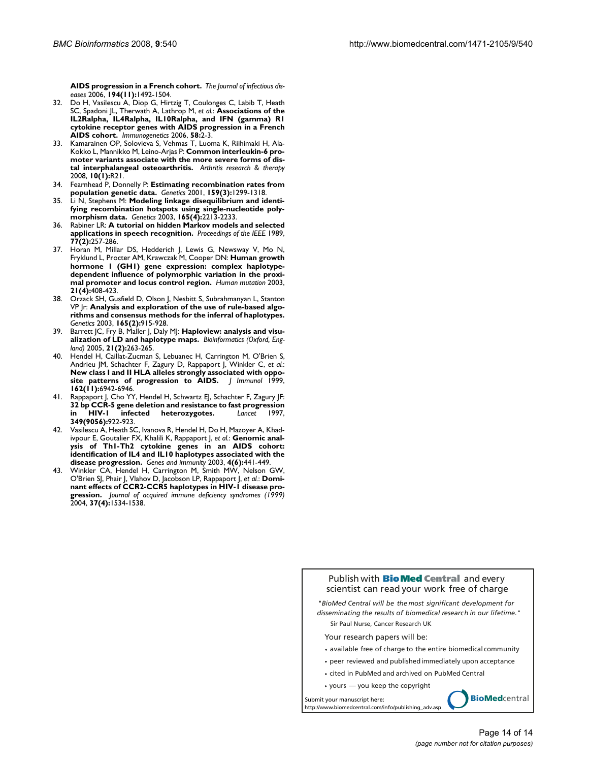**AIDS progression in a French cohort.** *The Journal of infectious diseases* 2006, **194(11):**1492-1504.

32. Do H, Vasilescu A, Diop G, Hirtzig T, Coulonges C, Labib T, Heath SC, Spadoni JL, Therwath A, Lathrop M, *et al.*: **Associations of the IL2Ralpha, IL4Ralpha, IL10Ralpha, and IFN (gamma) R1 cytokine receptor genes with AIDS progression in a French AIDS cohort.** *Immunogenetics* 2006, **58:**2-3.
33. Kamarainen OP, Solovieva S, Vehmas T, Luoma K, Riihimaki H, Ala-Kokko L, Mannikko M, Leino-Arjas P: **Common interleukin-6 promoter variants associate with the more severe forms of distal interphalangeal osteoarthritis.** *Arthritis research & therapy* 2008, **10(1):**R21.
34. Fearnhead P, Donnelly P: **Estimating recombination rates from population genetic data.** *Genetics* 2001, **159(3):**1299-1318.
35. Li N, Stephens M: **Modeling linkage disequilibrium and identifying recombination hotspots using single-nucleotide polymorphism data.** *Genetics* 2003, **165(4):**2213-2233.
36. Rabiner LR: **A tutorial on hidden Markov models and selected applications in speech recognition.** *Proceedings of the IEEE* 1989, **77(2):**257-286.
37. Horan M, Millar DS, Hedderich J, Lewis G, Newsway V, Mo N, Fryklund L, Procter AM, Krawczak M, Cooper DN: **Human growth hormone 1 (GH1) gene expression: complex haplotype-dependent influence of polymorphic variation in the proximal promoter and locus control region.** *Human mutation* 2003, **21(4):**408-423.
38. Orzack SH, Gusfield D, Olson J, Nesbitt S, Subrahmanyan L, Stanton VP Jr: **Analysis and exploration of the use of rule-based algorithms and consensus methods for the inferral of haplotypes.** *Genetics* 2003, **165(2):**915-928.
39. Barrett JC, Fry B, Maller J, Daly MJ: **Haploview: analysis and visualization of LD and haplotype maps.** *Bioinformatics (Oxford, England)* 2005, **21(2):**263-265.
40. Hendel H, Caillat-Zucman S, Lebuanec H, Carrington M, O'Brien S, Andrieu JM, Schachter F, Zagury D, Rappaport J, Winkler C, *et al.*: **New class I and II HLA alleles strongly associated with opposite patterns of progression to AIDS.** *J Immunol* 1999, **162(11):**6942-6946.
41. Rappaport J, Cho YY, Hendel H, Schwartz EJ, Schachter F, Zagury JF: **32 bp CCR-5 gene deletion and resistance to fast progression in HIV-1 infected heterozygotes.** *Lancet* 1997, **349(9056):**922-923.
42. Vasilescu A, Heath SC, Ivanova R, Hendel H, Do H, Mazoyer A, Khadivpour E, Goutalier FX, Khalili K, Rappaport J, *et al.*: **Genomic analysis of Th1-Th2 cytokine genes in an AIDS cohort: identification of IL4 and IL10 haplotypes associated with the disease progression.** *Genes and immunity* 2003, **4(6):**441-449.
43. Winkler CA, Hendel H, Carrington M, Smith MW, Nelson GW, O'Brien SJ, Phair J, Vlahov D, Jacobson LP, Rappaport J, *et al.*: **Dominant effects of CCR2-CCR5 haplotypes in HIV-1 disease progression.** *Journal of acquired immune deficiency syndromes (1999)* 2004, **37(4):**1534-1538.

Publish with **BioMed Central** and every scientist can read your work free of charge

*"BioMed Central will be the most significant development for disseminating the results of biomedical research in our lifetime."*

Sir Paul Nurse, Cancer Research UK

Your research papers will be:

- available free of charge to the entire biomedical community
- peer reviewed and published immediately upon acceptance
- cited in PubMed and archived on PubMed Central
- yours — you keep the copyright

Submit your manuscript here:
http://www.biomedcentral.com/info/publishing_adv.asp

**BioMed**central